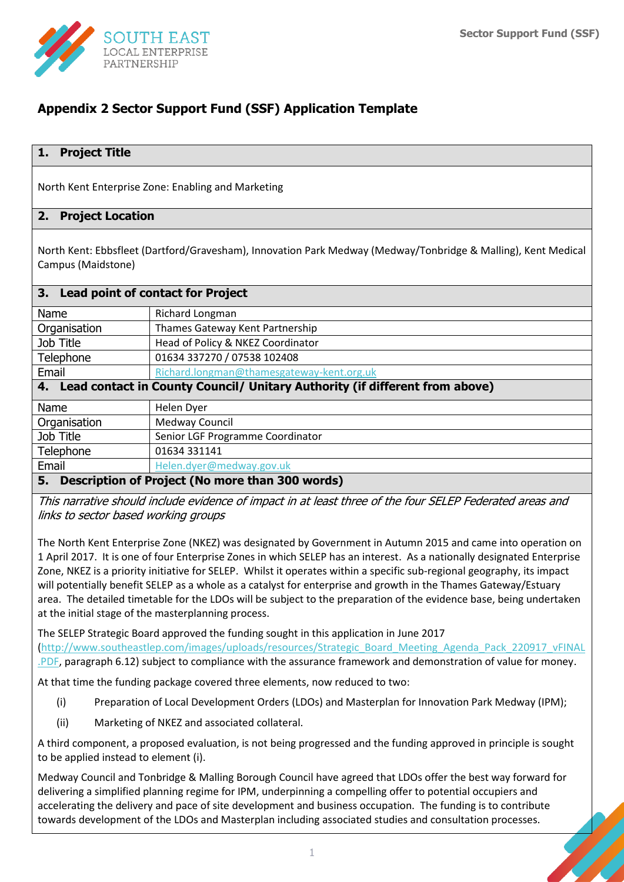# Appendix 2 Sector Support Fund (SSF) Application Template

## 1. Project Title

North Kent Enterprise Zone: Enabling and Marketing

## 2. Project Location

North Kent: Ebbsfleet (Dartford/Gravesham), Innovation Park Medway (Medway/Tonbridge & Malling), Kent Medical Campus (Maidstone)

## 3. Lead point of contact for Project

| | |
|---|---|
| Name | Richard Longman |
| Organisation | Thames Gateway Kent Partnership |
| Job Title | Head of Policy & NKEZ Coordinator |
| Telephone | 01634 337270 / 07538 102408 |
| Email | Richard.longman@thamesgateway-kent.org.uk |

## 4. Lead contact in County Council/ Unitary Authority (if different from above)

| | |
|---|---|
| Name | Helen Dyer |
| Organisation | Medway Council |
| Job Title | Senior LGF Programme Coordinator |
| Telephone | 01634 331141 |
| Email | Helen.dyer@medway.gov.uk |

## 5. Description of Project (No more than 300 words)

*This narrative should include evidence of impact in at least three of the four SELEP Federated areas and links to sector based working groups*

The North Kent Enterprise Zone (NKEZ) was designated by Government in Autumn 2015 and came into operation on 1 April 2017. It is one of four Enterprise Zones in which SELEP has an interest. As a nationally designated Enterprise Zone, NKEZ is a priority initiative for SELEP. Whilst it operates within a specific sub-regional geography, its impact will potentially benefit SELEP as a whole as a catalyst for enterprise and growth in the Thames Gateway/Estuary area. The detailed timetable for the LDOs will be subject to the preparation of the evidence base, being undertaken at the initial stage of the masterplanning process.

The SELEP Strategic Board approved the funding sought in this application in June 2017 (http://www.southeastlep.com/images/uploads/resources/Strategic_Board_Meeting_Agenda_Pack_220917_vFINAL.PDF, paragraph 6.12) subject to compliance with the assurance framework and demonstration of value for money.

At that time the funding package covered three elements, now reduced to two:

(i) Preparation of Local Development Orders (LDOs) and Masterplan for Innovation Park Medway (IPM);

(ii) Marketing of NKEZ and associated collateral.

A third component, a proposed evaluation, is not being progressed and the funding approved in principle is sought to be applied instead to element (i).

Medway Council and Tonbridge & Malling Borough Council have agreed that LDOs offer the best way forward for delivering a simplified planning regime for IPM, underpinning a compelling offer to potential occupiers and accelerating the delivery and pace of site development and business occupation. The funding is to contribute towards development of the LDOs and Masterplan including associated studies and consultation processes.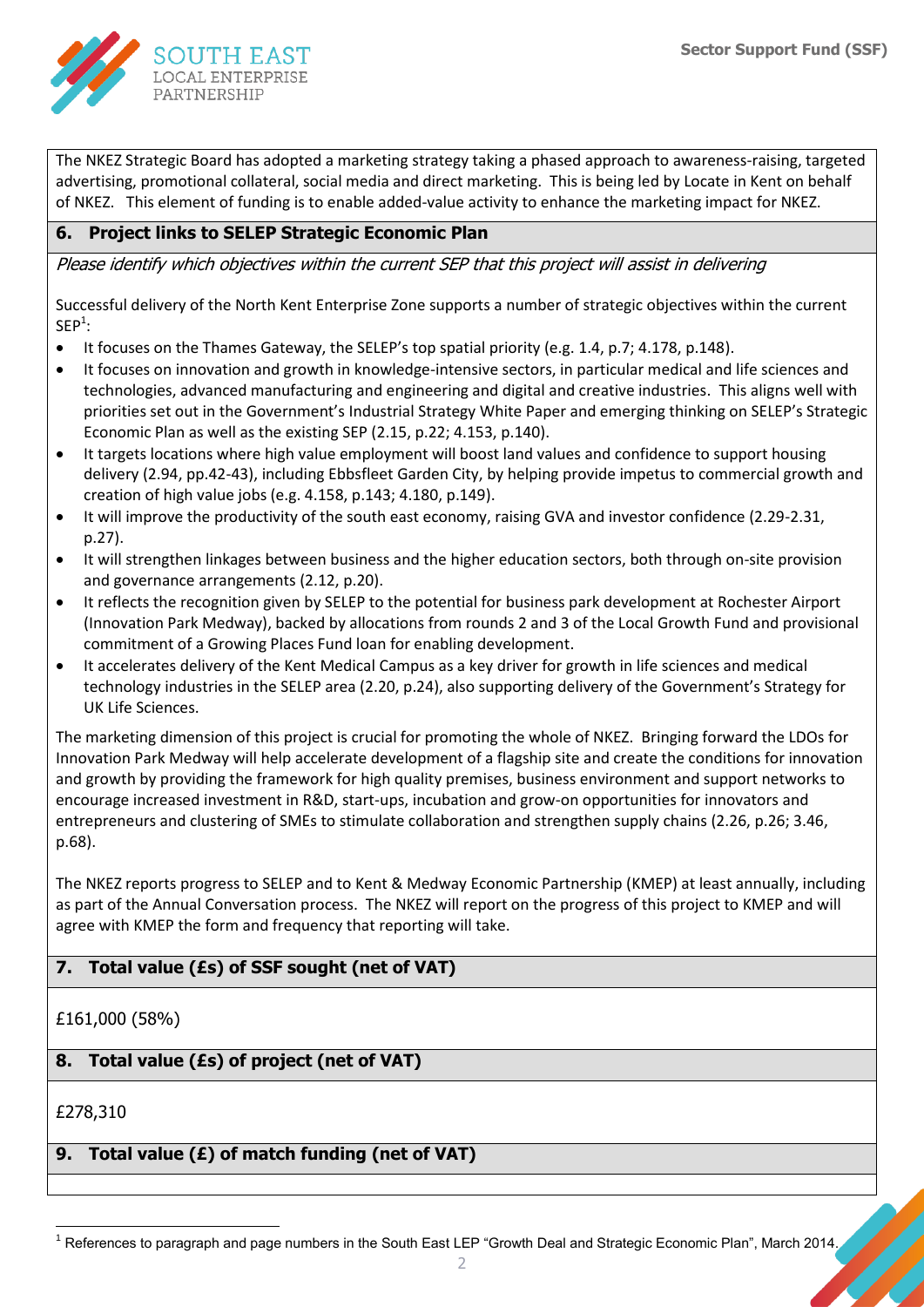The NKEZ Strategic Board has adopted a marketing strategy taking a phased approach to awareness-raising, targeted advertising, promotional collateral, social media and direct marketing. This is being led by Locate in Kent on behalf of NKEZ. This element of funding is to enable added-value activity to enhance the marketing impact for NKEZ.

## 6. Project links to SELEP Strategic Economic Plan

*Please identify which objectives within the current SEP that this project will assist in delivering*

Successful delivery of the North Kent Enterprise Zone supports a number of strategic objectives within the current SEP[1]:

- It focuses on the Thames Gateway, the SELEP's top spatial priority (e.g. 1.4, p.7; 4.178, p.148).
- It focuses on innovation and growth in knowledge-intensive sectors, in particular medical and life sciences and technologies, advanced manufacturing and engineering and digital and creative industries. This aligns well with priorities set out in the Government's Industrial Strategy White Paper and emerging thinking on SELEP's Strategic Economic Plan as well as the existing SEP (2.15, p.22; 4.153, p.140).
- It targets locations where high value employment will boost land values and confidence to support housing delivery (2.94, pp.42-43), including Ebbsfleet Garden City, by helping provide impetus to commercial growth and creation of high value jobs (e.g. 4.158, p.143; 4.180, p.149).
- It will improve the productivity of the south east economy, raising GVA and investor confidence (2.29-2.31, p.27).
- It will strengthen linkages between business and the higher education sectors, both through on-site provision and governance arrangements (2.12, p.20).
- It reflects the recognition given by SELEP to the potential for business park development at Rochester Airport (Innovation Park Medway), backed by allocations from rounds 2 and 3 of the Local Growth Fund and provisional commitment of a Growing Places Fund loan for enabling development.
- It accelerates delivery of the Kent Medical Campus as a key driver for growth in life sciences and medical technology industries in the SELEP area (2.20, p.24), also supporting delivery of the Government's Strategy for UK Life Sciences.

The marketing dimension of this project is crucial for promoting the whole of NKEZ. Bringing forward the LDOs for Innovation Park Medway will help accelerate development of a flagship site and create the conditions for innovation and growth by providing the framework for high quality premises, business environment and support networks to encourage increased investment in R&D, start-ups, incubation and grow-on opportunities for innovators and entrepreneurs and clustering of SMEs to stimulate collaboration and strengthen supply chains (2.26, p.26; 3.46, p.68).

The NKEZ reports progress to SELEP and to Kent & Medway Economic Partnership (KMEP) at least annually, including as part of the Annual Conversation process. The NKEZ will report on the progress of this project to KMEP and will agree with KMEP the form and frequency that reporting will take.

## 7. Total value (£s) of SSF sought (net of VAT)

£161,000 (58%)

## 8. Total value (£s) of project (net of VAT)

£278,310

## 9. Total value (£) of match funding (net of VAT)

[1] References to paragraph and page numbers in the South East LEP "Growth Deal and Strategic Economic Plan", March 2014.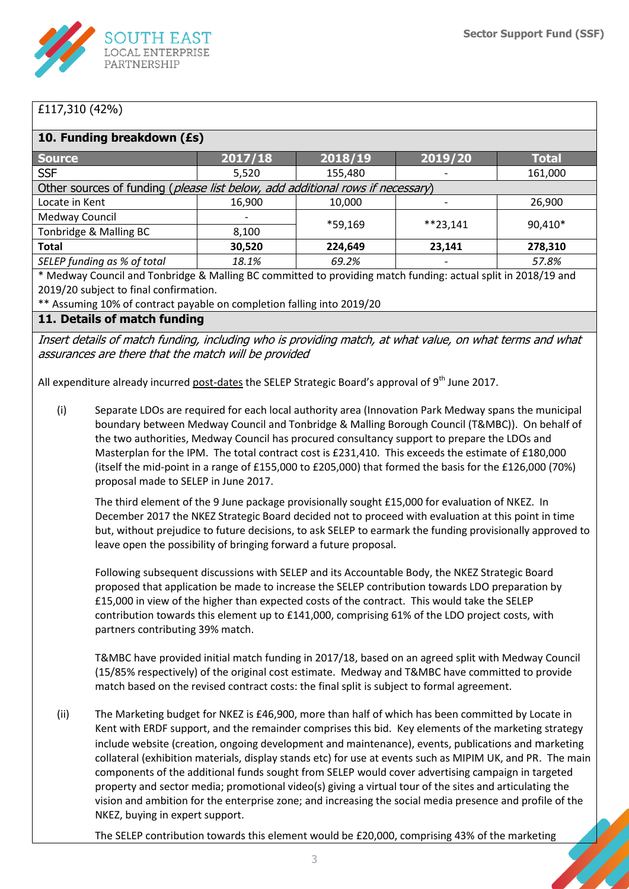£117,310 (42%)

## 10. Funding breakdown (£s)

| Source | 2017/18 | 2018/19 | 2019/20 | Total |
|---|---|---|---|---|
| SSF | 5,520 | 155,480 | - | 161,000 |
| Other sources of funding (*please list below, add additional rows if necessary*) | | | | |
| Locate in Kent | 16,900 | 10,000 | - | 26,900 |
| Medway Council | - | *59,169 | **23,141 | 90,410* |
| Tonbridge & Malling BC | 8,100 | | | |
| **Total** | **30,520** | **224,649** | **23,141** | **278,310** |
| *SELEP funding as % of total* | *18.1%* | *69.2%* | - | *57.8%* |

\* Medway Council and Tonbridge & Malling BC committed to providing match funding: actual split in 2018/19 and 2019/20 subject to final confirmation.

\*\* Assuming 10% of contract payable on completion falling into 2019/20

## 11. Details of match funding

*Insert details of match funding, including who is providing match, at what value, on what terms and what assurances are there that the match will be provided*

All expenditure already incurred post-dates the SELEP Strategic Board's approval of 9th June 2017.

(i) Separate LDOs are required for each local authority area (Innovation Park Medway spans the municipal boundary between Medway Council and Tonbridge & Malling Borough Council (T&MBC)). On behalf of the two authorities, Medway Council has procured consultancy support to prepare the LDOs and Masterplan for the IPM. The total contract cost is £231,410. This exceeds the estimate of £180,000 (itself the mid-point in a range of £155,000 to £205,000) that formed the basis for the £126,000 (70%) proposal made to SELEP in June 2017.

The third element of the 9 June package provisionally sought £15,000 for evaluation of NKEZ. In December 2017 the NKEZ Strategic Board decided not to proceed with evaluation at this point in time but, without prejudice to future decisions, to ask SELEP to earmark the funding provisionally approved to leave open the possibility of bringing forward a future proposal.

Following subsequent discussions with SELEP and its Accountable Body, the NKEZ Strategic Board proposed that application be made to increase the SELEP contribution towards LDO preparation by £15,000 in view of the higher than expected costs of the contract. This would take the SELEP contribution towards this element up to £141,000, comprising 61% of the LDO project costs, with partners contributing 39% match.

T&MBC have provided initial match funding in 2017/18, based on an agreed split with Medway Council (15/85% respectively) of the original cost estimate. Medway and T&MBC have committed to provide match based on the revised contract costs: the final split is subject to formal agreement.

(ii) The Marketing budget for NKEZ is £46,900, more than half of which has been committed by Locate in Kent with ERDF support, and the remainder comprises this bid. Key elements of the marketing strategy include website (creation, ongoing development and maintenance), events, publications and marketing collateral (exhibition materials, display stands etc) for use at events such as MIPIM UK, and PR. The main components of the additional funds sought from SELEP would cover advertising campaign in targeted property and sector media; promotional video(s) giving a virtual tour of the sites and articulating the vision and ambition for the enterprise zone; and increasing the social media presence and profile of the NKEZ, buying in expert support.

The SELEP contribution towards this element would be £20,000, comprising 43% of the marketing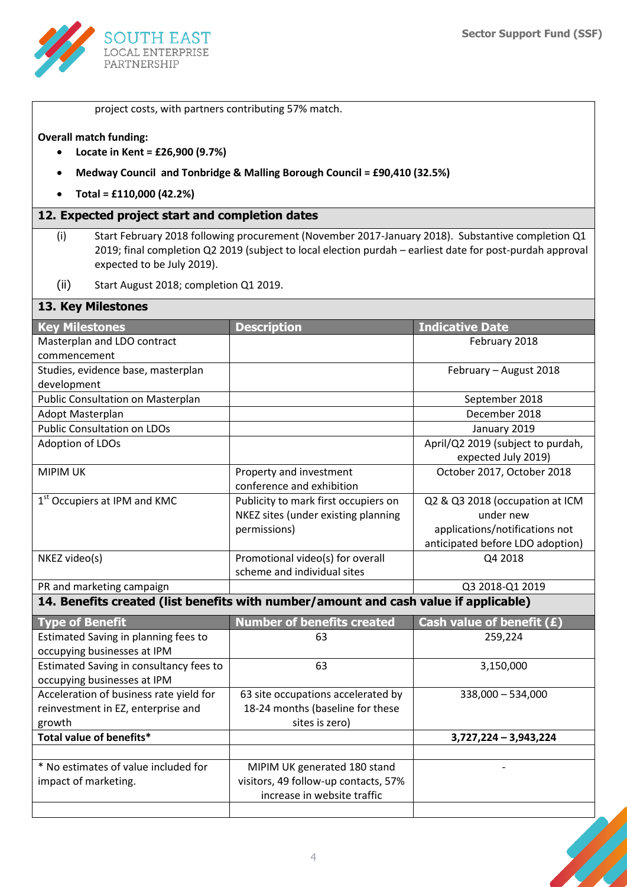project costs, with partners contributing 57% match.

**Overall match funding:**

- **Locate in Kent = £26,900 (9.7%)**
- **Medway Council and Tonbridge & Malling Borough Council = £90,410 (32.5%)**
- **Total = £110,000 (42.2%)**

## 12. Expected project start and completion dates

(i) Start February 2018 following procurement (November 2017-January 2018). Substantive completion Q1 2019; final completion Q2 2019 (subject to local election purdah – earliest date for post-purdah approval expected to be July 2019).

(ii) Start August 2018; completion Q1 2019.

## 13. Key Milestones

| Key Milestones | Description | Indicative Date |
|---|---|---|
| Masterplan and LDO contract commencement | | February 2018 |
| Studies, evidence base, masterplan development | | February – August 2018 |
| Public Consultation on Masterplan | | September 2018 |
| Adopt Masterplan | | December 2018 |
| Public Consultation on LDOs | | January 2019 |
| Adoption of LDOs | | April/Q2 2019 (subject to purdah, expected July 2019) |
| MIPIM UK | Property and investment conference and exhibition | October 2017, October 2018 |
| 1st Occupiers at IPM and KMC | Publicity to mark first occupiers on NKEZ sites (under existing planning permissions) | Q2 & Q3 2018 (occupation at ICM under new applications/notifications not anticipated before LDO adoption) |
| NKEZ video(s) | Promotional video(s) for overall scheme and individual sites | Q4 2018 |
| PR and marketing campaign | | Q3 2018-Q1 2019 |

## 14. Benefits created (list benefits with number/amount and cash value if applicable)

| Type of Benefit | Number of benefits created | Cash value of benefit (£) |
|---|---|---|
| Estimated Saving in planning fees to occupying businesses at IPM | 63 | 259,224 |
| Estimated Saving in consultancy fees to occupying businesses at IPM | 63 | 3,150,000 |
| Acceleration of business rate yield for reinvestment in EZ, enterprise and growth | 63 site occupations accelerated by 18-24 months (baseline for these sites is zero) | 338,000 – 534,000 |
| **Total value of benefits*** | | **3,727,224 – 3,943,224** |
| | | |
| * No estimates of value included for impact of marketing. | MIPIM UK generated 180 stand visitors, 49 follow-up contacts, 57% increase in website traffic | - |
| | | |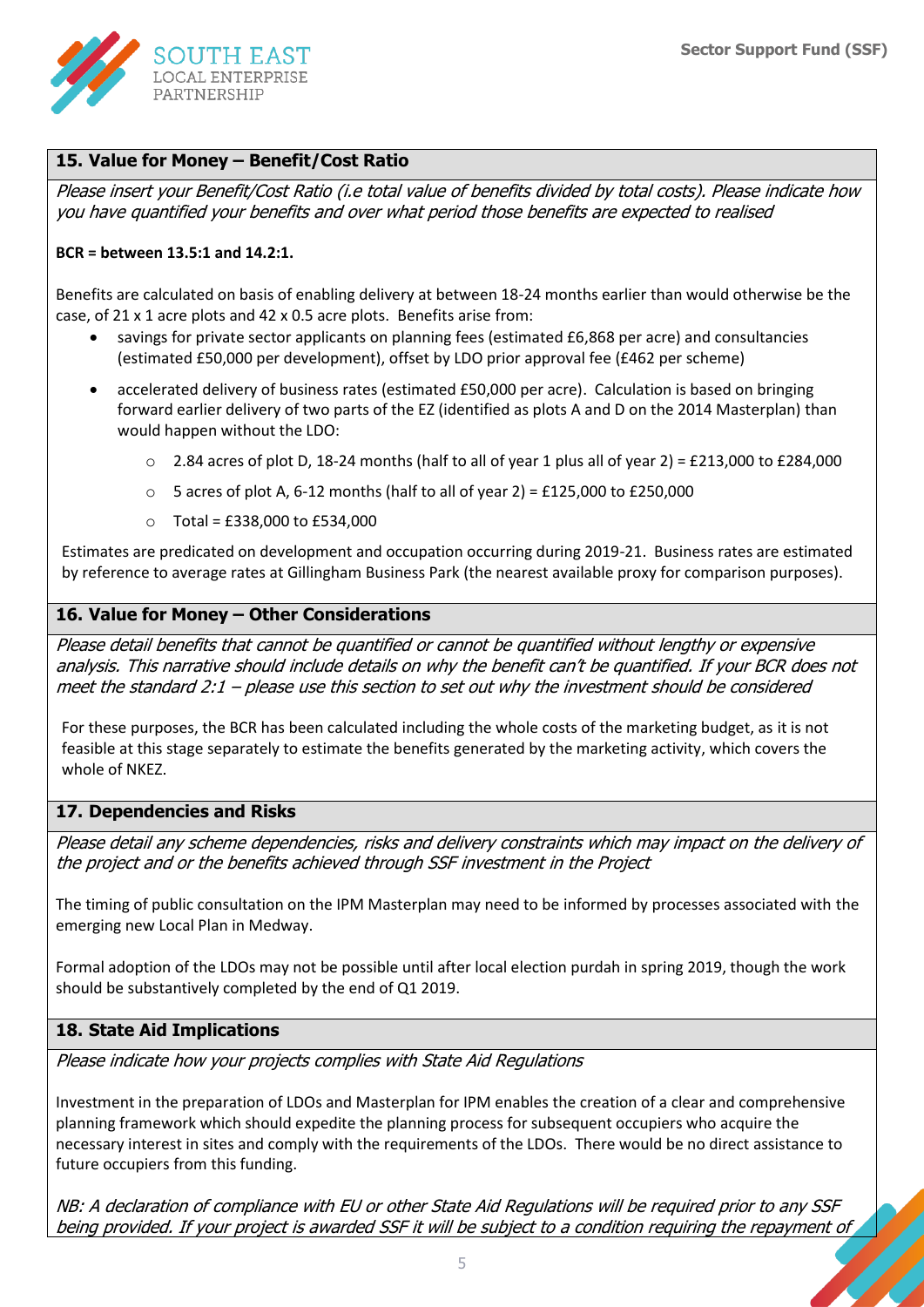## 15. Value for Money – Benefit/Cost Ratio

*Please insert your Benefit/Cost Ratio (i.e total value of benefits divided by total costs). Please indicate how you have quantified your benefits and over what period those benefits are expected to realised*

**BCR = between 13.5:1 and 14.2:1.**

Benefits are calculated on basis of enabling delivery at between 18-24 months earlier than would otherwise be the case, of 21 x 1 acre plots and 42 x 0.5 acre plots. Benefits arise from:

- savings for private sector applicants on planning fees (estimated £6,868 per acre) and consultancies (estimated £50,000 per development), offset by LDO prior approval fee (£462 per scheme)
- accelerated delivery of business rates (estimated £50,000 per acre). Calculation is based on bringing forward earlier delivery of two parts of the EZ (identified as plots A and D on the 2014 Masterplan) than would happen without the LDO:
    - 2.84 acres of plot D, 18-24 months (half to all of year 1 plus all of year 2) = £213,000 to £284,000
    - 5 acres of plot A, 6-12 months (half to all of year 2) = £125,000 to £250,000
    - Total = £338,000 to £534,000

Estimates are predicated on development and occupation occurring during 2019-21. Business rates are estimated by reference to average rates at Gillingham Business Park (the nearest available proxy for comparison purposes).

## 16. Value for Money – Other Considerations

*Please detail benefits that cannot be quantified or cannot be quantified without lengthy or expensive analysis. This narrative should include details on why the benefit can't be quantified. If your BCR does not meet the standard 2:1 – please use this section to set out why the investment should be considered*

For these purposes, the BCR has been calculated including the whole costs of the marketing budget, as it is not feasible at this stage separately to estimate the benefits generated by the marketing activity, which covers the whole of NKEZ.

## 17. Dependencies and Risks

*Please detail any scheme dependencies, risks and delivery constraints which may impact on the delivery of the project and or the benefits achieved through SSF investment in the Project*

The timing of public consultation on the IPM Masterplan may need to be informed by processes associated with the emerging new Local Plan in Medway.

Formal adoption of the LDOs may not be possible until after local election purdah in spring 2019, though the work should be substantively completed by the end of Q1 2019.

## 18. State Aid Implications

*Please indicate how your projects complies with State Aid Regulations*

Investment in the preparation of LDOs and Masterplan for IPM enables the creation of a clear and comprehensive planning framework which should expedite the planning process for subsequent occupiers who acquire the necessary interest in sites and comply with the requirements of the LDOs. There would be no direct assistance to future occupiers from this funding.

*NB: A declaration of compliance with EU or other State Aid Regulations will be required prior to any SSF being provided. If your project is awarded SSF it will be subject to a condition requiring the repayment of*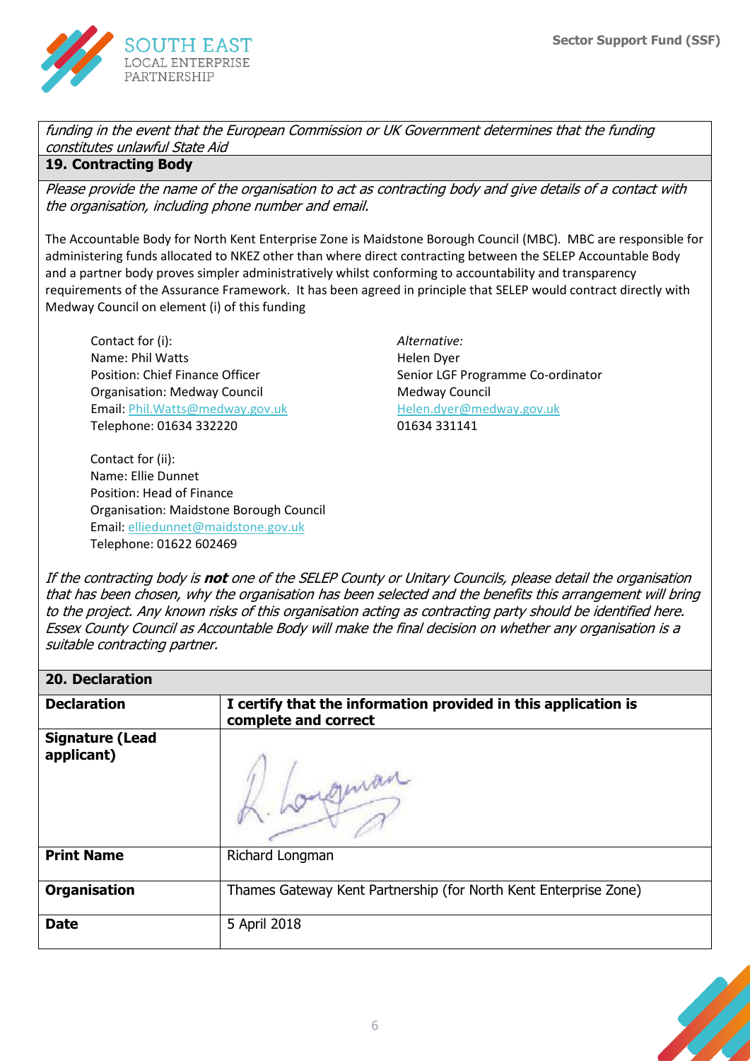*funding in the event that the European Commission or UK Government determines that the funding constitutes unlawful State Aid*

## 19. Contracting Body

*Please provide the name of the organisation to act as contracting body and give details of a contact with the organisation, including phone number and email.*

The Accountable Body for North Kent Enterprise Zone is Maidstone Borough Council (MBC). MBC are responsible for administering funds allocated to NKEZ other than where direct contracting between the SELEP Accountable Body and a partner body proves simpler administratively whilst conforming to accountability and transparency requirements of the Assurance Framework. It has been agreed in principle that SELEP would contract directly with Medway Council on element (i) of this funding

Contact for (i):
Name: Phil Watts
Position: Chief Finance Officer
Organisation: Medway Council
Email: Phil.Watts@medway.gov.uk
Telephone: 01634 332220

*Alternative:*
Helen Dyer
Senior LGF Programme Co-ordinator
Medway Council
Helen.dyer@medway.gov.uk
01634 331141

Contact for (ii):
Name: Ellie Dunnet
Position: Head of Finance
Organisation: Maidstone Borough Council
Email: elliedunnet@maidstone.gov.uk
Telephone: 01622 602469

*If the contracting body is **not** one of the SELEP County or Unitary Councils, please detail the organisation that has been chosen, why the organisation has been selected and the benefits this arrangement will bring to the project. Any known risks of this organisation acting as contracting party should be identified here. Essex County Council as Accountable Body will make the final decision on whether any organisation is a suitable contracting partner.*

## 20. Declaration

| | |
|---|---|
| **Declaration** | **I certify that the information provided in this application is complete and correct** |
| **Signature (Lead applicant)** | R. Longman |
| **Print Name** | Richard Longman |
| **Organisation** | Thames Gateway Kent Partnership (for North Kent Enterprise Zone) |
| **Date** | 5 April 2018 |